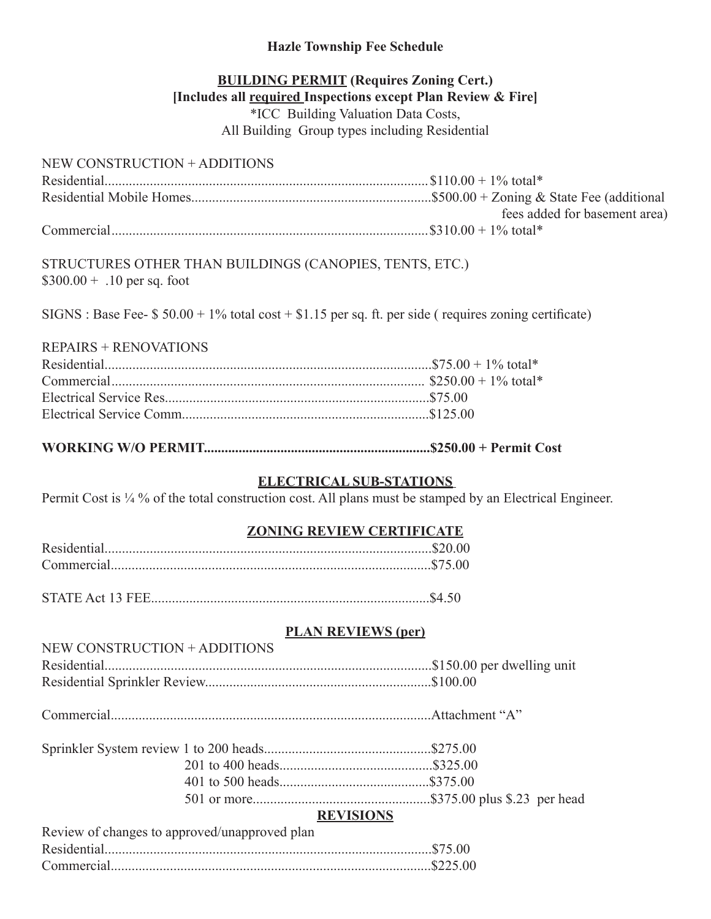# Hazle Township Fee Schedule

## BUILDING PERMIT (Requires Zoning Cert.)

**[Includes all required Inspections except Plan Review & Fire]**

*ICC Building Valuation Data Costs,
All Building Group types including Residential

NEW CONSTRUCTION + ADDITIONS

Residential........................................................................................$110.00 + 1% total*
Residential Mobile Homes....................................................................$500.00 + Zoning & State Fee (additional fees added for basement area)
Commercial........................................................................................$310.00 + 1% total*

STRUCTURES OTHER THAN BUILDINGS (CANOPIES, TENTS, ETC.)
$300.00 + .10 per sq. foot

SIGNS : Base Fee- $ 50.00 + 1% total cost + $1.15 per sq. ft. per side ( requires zoning certificate)

REPAIRS + RENOVATIONS

Residential........................................................................................$75.00 + 1% total*
Commercial........................................................................................ $250.00 + 1% total*
Electrical Service Res..........................................................................$75.00
Electrical Service Comm......................................................................$125.00

**WORKING W/O PERMIT...............................................................$250.00 + Permit Cost**

## ELECTRICAL SUB-STATIONS

Permit Cost is ¼ % of the total construction cost. All plans must be stamped by an Electrical Engineer.

## ZONING REVIEW CERTIFICATE

Residential........................................................................................$20.00
Commercial........................................................................................$75.00

STATE Act 13 FEE..............................................................................$4.50

## PLAN REVIEWS (per)

NEW CONSTRUCTION + ADDITIONS

Residential........................................................................................$150.00 per dwelling unit
Residential Sprinkler Review...............................................................$100.00

Commercial........................................................................................Attachment "A"

Sprinkler System review 1 to 200 heads...............................................$275.00
201 to 400 heads...........................................$325.00
401 to 500 heads..........................................$375.00
501 or more.................................................$375.00 plus $.23 per head

## REVISIONS

Review of changes to approved/unapproved plan

Residential........................................................................................$75.00
Commercial........................................................................................$225.00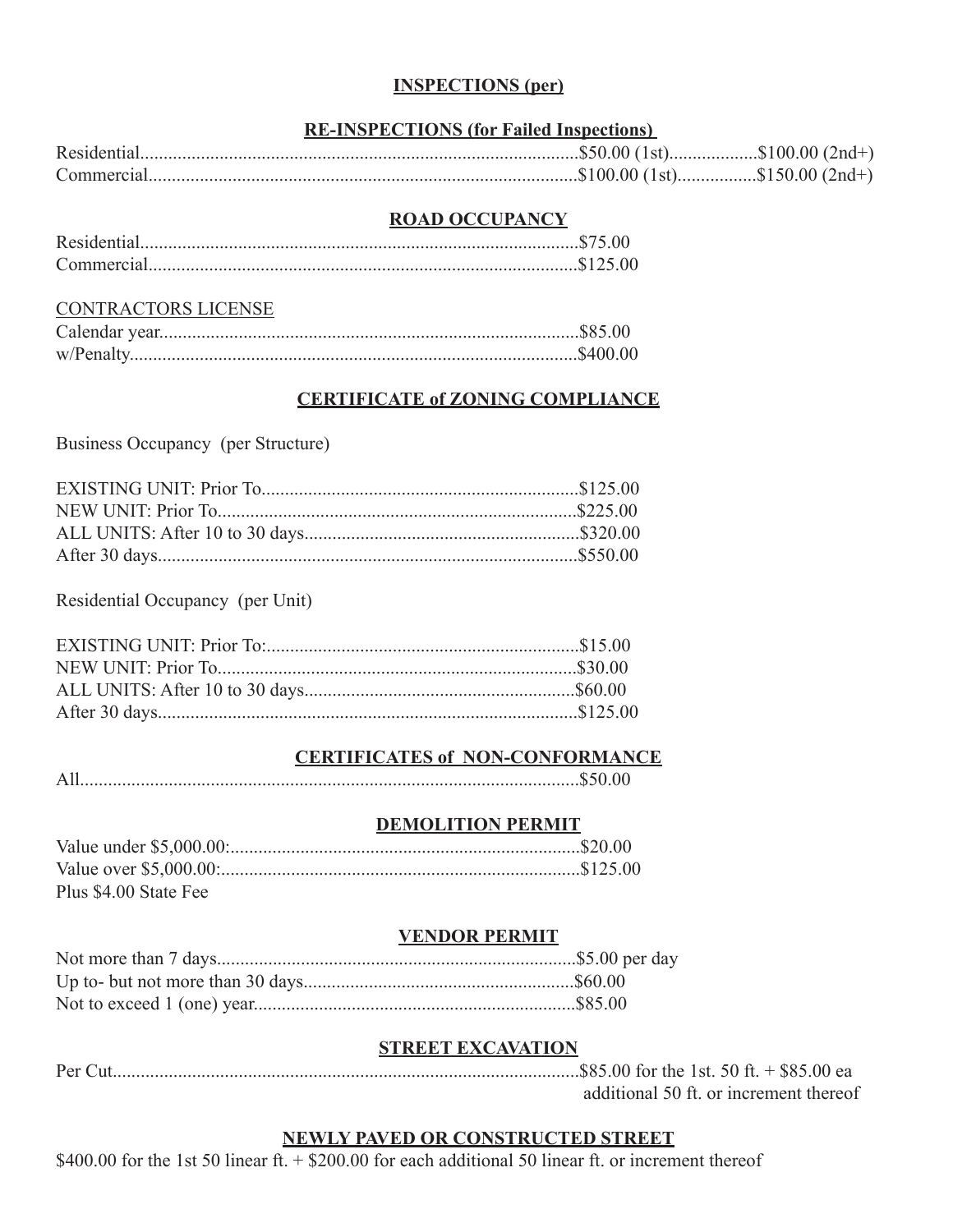**INSPECTIONS (per)**

**RE-INSPECTIONS (for Failed Inspections)**

Residential..............................................................................................$50.00 (1st)..................$100.00 (2nd+)
Commercial............................................................................................$100.00 (1st)................$150.00 (2nd+)

**ROAD OCCUPANCY**

Residential..............................................................................................$75.00
Commercial............................................................................................$125.00

CONTRACTORS LICENSE

Calendar year..........................................................................................$85.00
w/Penalty................................................................................................$400.00

**CERTIFICATE of ZONING COMPLIANCE**

Business Occupancy (per Structure)

EXISTING UNIT: Prior To....................................................................$125.00
NEW UNIT: Prior To.............................................................................$225.00
ALL UNITS: After 10 to 30 days...........................................................$320.00
After 30 days..........................................................................................$550.00

Residential Occupancy (per Unit)

EXISTING UNIT: Prior To:...................................................................$15.00
NEW UNIT: Prior To.............................................................................$30.00
ALL UNITS: After 10 to 30 days..........................................................$60.00
After 30 days..........................................................................................$125.00

**CERTIFICATES of NON-CONFORMANCE**

All...........................................................................................................$50.00

**DEMOLITION PERMIT**

Value under $5,000.00:..........................................................................$20.00
Value over $5,000.00:............................................................................$125.00
Plus $4.00 State Fee

**VENDOR PERMIT**

Not more than 7 days.............................................................................$5.00 per day
Up to- but not more than 30 days..........................................................$60.00
Not to exceed 1 (one) year.....................................................................$85.00

**STREET EXCAVATION**

Per Cut....................................................................................................$85.00 for the 1st. 50 ft. + $85.00 ea additional 50 ft. or increment thereof

**NEWLY PAVED OR CONSTRUCTED STREET**

$400.00 for the 1st 50 linear ft. + $200.00 for each additional 50 linear ft. or increment thereof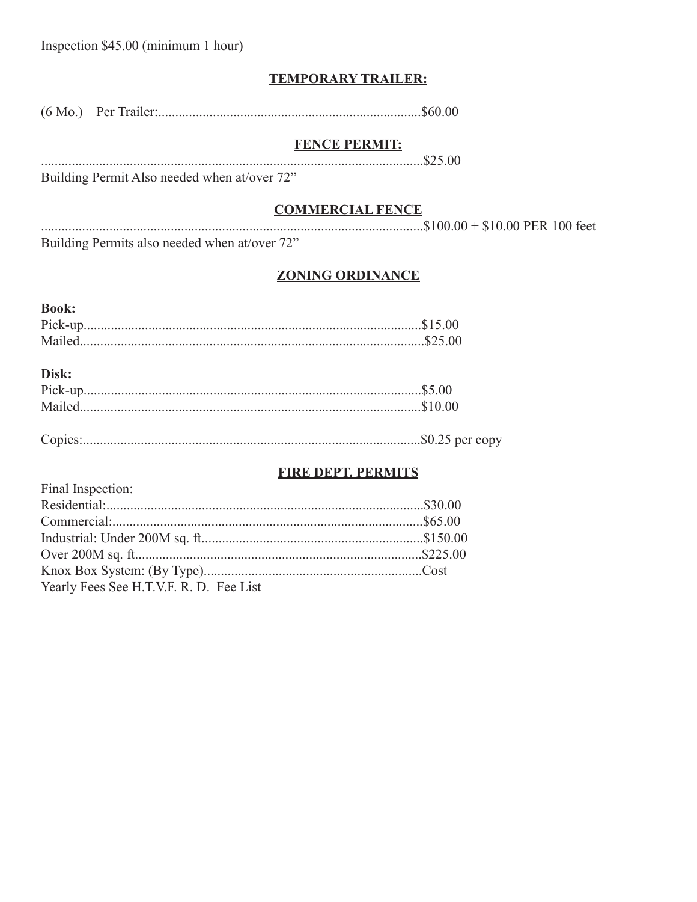Inspection $45.00 (minimum 1 hour)

## TEMPORARY TRAILER:

(6 Mo.) Per Trailer:............................................................................$60.00

## FENCE PERMIT:

..............................................................................................................$25.00
Building Permit Also needed when at/over 72”

## COMMERCIAL FENCE

..............................................................................................................$100.00 + $10.00 PER 100 feet
Building Permits also needed when at/over 72”

## ZONING ORDINANCE

**Book:**
Pick-up..................................................................................................$15.00
Mailed....................................................................................................$25.00

**Disk:**
Pick-up..................................................................................................$5.00
Mailed...................................................................................................$10.00

Copies:...................................................................................................$0.25 per copy

## FIRE DEPT. PERMITS

Final Inspection:
Residential:...........................................................................................$30.00
Commercial:..........................................................................................$65.00
Industrial: Under 200M sq. ft................................................................$150.00
Over 200M sq. ft...................................................................................$225.00
Knox Box System: (By Type)...............................................................Cost
Yearly Fees See H.T.V.F. R. D. Fee List